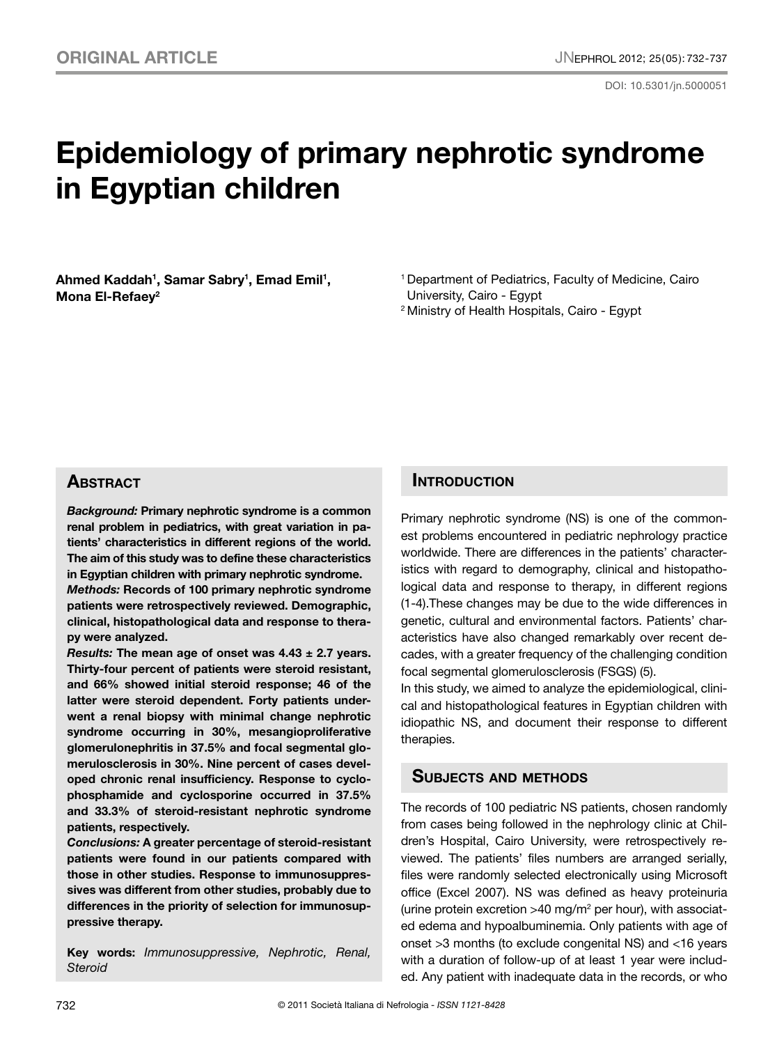ORIGINAL ARTICLE

DOI: 10.5301/jn.5000051

# Epidemiology of primary nephrotic syndrome in Egyptian children

**Ahmed Kaddah[1], Samar Sabry[1], Emad Emil[1], Mona El-Refaey[2]**

[1] Department of Pediatrics, Faculty of Medicine, Cairo University, Cairo - Egypt
[2] Ministry of Health Hospitals, Cairo - Egypt

## Abstract

***Background:*** **Primary nephrotic syndrome is a common renal problem in pediatrics, with great variation in patients' characteristics in different regions of the world. The aim of this study was to define these characteristics in Egyptian children with primary nephrotic syndrome.**

***Methods:*** **Records of 100 primary nephrotic syndrome patients were retrospectively reviewed. Demographic, clinical, histopathological data and response to therapy were analyzed.**

***Results:*** **The mean age of onset was 4.43 ± 2.7 years. Thirty-four percent of patients were steroid resistant, and 66% showed initial steroid response; 46 of the latter were steroid dependent. Forty patients underwent a renal biopsy with minimal change nephrotic syndrome occurring in 30%, mesangioproliferative glomerulonephritis in 37.5% and focal segmental glomerulosclerosis in 30%. Nine percent of cases developed chronic renal insufficiency. Response to cyclophosphamide and cyclosporine occurred in 37.5% and 33.3% of steroid-resistant nephrotic syndrome patients, respectively.**

***Conclusions:*** **A greater percentage of steroid-resistant patients were found in our patients compared with those in other studies. Response to immunosuppressives was different from other studies, probably due to differences in the priority of selection for immunosuppressive therapy.**

**Key words:** *Immunosuppressive, Nephrotic, Renal, Steroid*

## Introduction

Primary nephrotic syndrome (NS) is one of the commonest problems encountered in pediatric nephrology practice worldwide. There are differences in the patients' characteristics with regard to demography, clinical and histopathological data and response to therapy, in different regions (1-4).These changes may be due to the wide differences in genetic, cultural and environmental factors. Patients' characteristics have also changed remarkably over recent decades, with a greater frequency of the challenging condition focal segmental glomerulosclerosis (FSGS) (5).

In this study, we aimed to analyze the epidemiological, clinical and histopathological features in Egyptian children with idiopathic NS, and document their response to different therapies.

## Subjects and methods

The records of 100 pediatric NS patients, chosen randomly from cases being followed in the nephrology clinic at Children's Hospital, Cairo University, were retrospectively reviewed. The patients' files numbers are arranged serially, files were randomly selected electronically using Microsoft office (Excel 2007). NS was defined as heavy proteinuria (urine protein excretion >40 mg/m$^2$ per hour), with associated edema and hypoalbuminemia. Only patients with age of onset >3 months (to exclude congenital NS) and <16 years with a duration of follow-up of at least 1 year were included. Any patient with inadequate data in the records, or who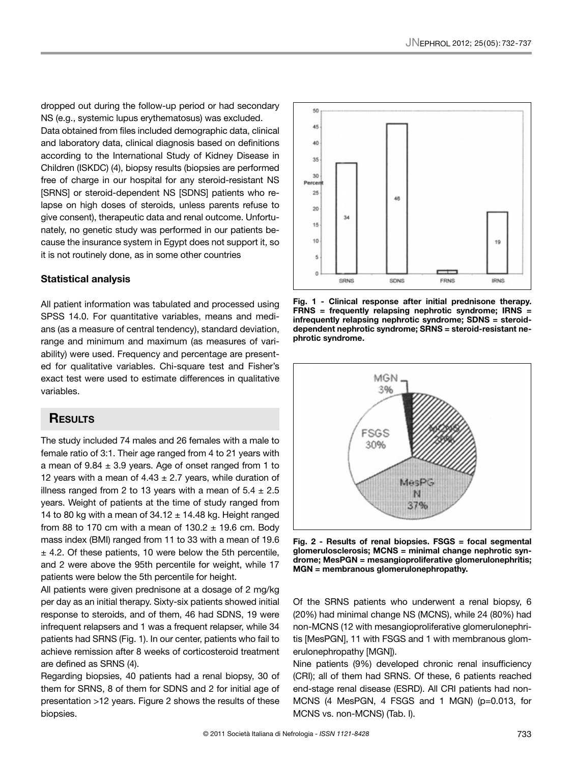dropped out during the follow-up period or had secondary NS (e.g., systemic lupus erythematosus) was excluded.

Data obtained from files included demographic data, clinical and laboratory data, clinical diagnosis based on definitions according to the International Study of Kidney Disease in Children (ISKDC) (4), biopsy results (biopsies are performed free of charge in our hospital for any steroid-resistant NS [SRNS] or steroid-dependent NS [SDNS] patients who relapse on high doses of steroids, unless parents refuse to give consent), therapeutic data and renal outcome. Unfortunately, no genetic study was performed in our patients because the insurance system in Egypt does not support it, so it is not routinely done, as in some other countries

### Statistical analysis

All patient information was tabulated and processed using SPSS 14.0. For quantitative variables, means and medians (as a measure of central tendency), standard deviation, range and minimum and maximum (as measures of variability) were used. Frequency and percentage are presented for qualitative variables. Chi-square test and Fisher's exact test were used to estimate differences in qualitative variables.

## Results

The study included 74 males and 26 females with a male to female ratio of 3:1. Their age ranged from 4 to 21 years with a mean of 9.84 ± 3.9 years. Age of onset ranged from 1 to 12 years with a mean of 4.43 ± 2.7 years, while duration of illness ranged from 2 to 13 years with a mean of 5.4 ± 2.5 years. Weight of patients at the time of study ranged from 14 to 80 kg with a mean of 34.12 ± 14.48 kg. Height ranged from 88 to 170 cm with a mean of 130.2 ± 19.6 cm. Body mass index (BMI) ranged from 11 to 33 with a mean of 19.6 ± 4.2. Of these patients, 10 were below the 5th percentile, and 2 were above the 95th percentile for weight, while 17 patients were below the 5th percentile for height.

All patients were given prednisone at a dosage of 2 mg/kg per day as an initial therapy. Sixty-six patients showed initial response to steroids, and of them, 46 had SDNS, 19 were infrequent relapsers and 1 was a frequent relapser, while 34 patients had SRNS (Fig. 1). In our center, patients who fail to achieve remission after 8 weeks of corticosteroid treatment are defined as SRNS (4).

Regarding biopsies, 40 patients had a renal biopsy, 30 of them for SRNS, 8 of them for SDNS and 2 for initial age of presentation >12 years. Figure 2 shows the results of these biopsies.

**Fig. 1 - Clinical response after initial prednisone therapy. FRNS = frequently relapsing nephrotic syndrome; IRNS = infrequently relapsing nephrotic syndrome; SDNS = steroid-dependent nephrotic syndrome; SRNS = steroid-resistant nephrotic syndrome.**

**Fig. 2 - Results of renal biopsies. FSGS = focal segmental glomerulosclerosis; MCNS = minimal change nephrotic syndrome; MesPGN = mesangioproliferative glomerulonephritis; MGN = membranous glomerulonephropathy.**

Of the SRNS patients who underwent a renal biopsy, 6 (20%) had minimal change NS (MCNS), while 24 (80%) had non-MCNS (12 with mesangioproliferative glomerulonephritis [MesPGN], 11 with FSGS and 1 with membranous glomerulonephropathy [MGN]).

Nine patients (9%) developed chronic renal insufficiency (CRI); all of them had SRNS. Of these, 6 patients reached end-stage renal disease (ESRD). All CRI patients had non-MCNS (4 MesPGN, 4 FSGS and 1 MGN) (p=0.013, for MCNS vs. non-MCNS) (Tab. I).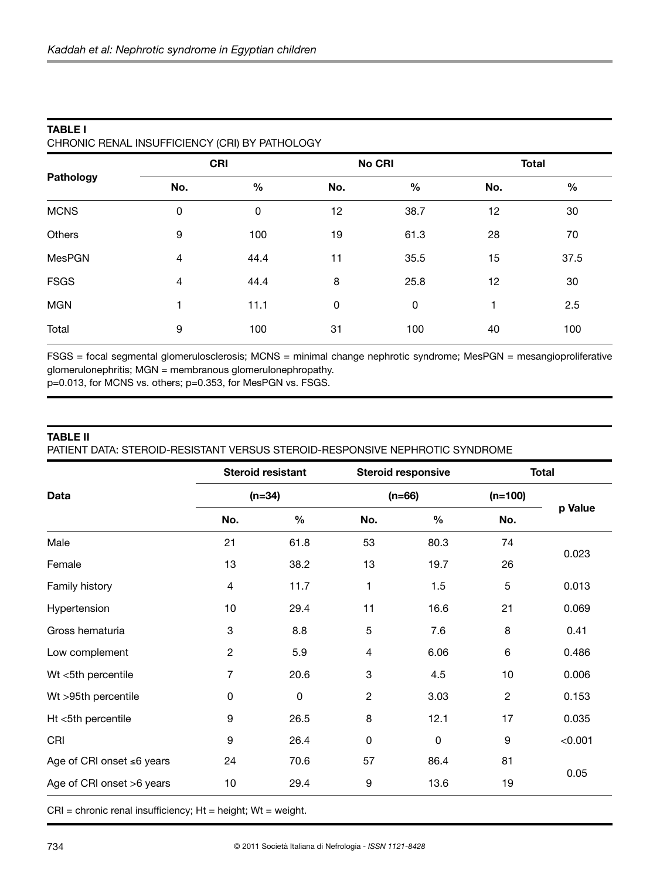**TABLE I**
CHRONIC RENAL INSUFFICIENCY (CRI) BY PATHOLOGY

| Pathology | CRI | | No CRI | | Total | |
|---|---|---|---|---|---|---|
| | No. | % | No. | % | No. | % |
| MCNS | 0 | 0 | 12 | 38.7 | 12 | 30 |
| Others | 9 | 100 | 19 | 61.3 | 28 | 70 |
| MesPGN | 4 | 44.4 | 11 | 35.5 | 15 | 37.5 |
| FSGS | 4 | 44.4 | 8 | 25.8 | 12 | 30 |
| MGN | 1 | 11.1 | 0 | 0 | 1 | 2.5 |
| Total | 9 | 100 | 31 | 100 | 40 | 100 |

FSGS = focal segmental glomerulosclerosis; MCNS = minimal change nephrotic syndrome; MesPGN = mesangioproliferative glomerulonephritis; MGN = membranous glomerulonephropathy.
p=0.013, for MCNS vs. others; p=0.353, for MesPGN vs. FSGS.

**TABLE II**
PATIENT DATA: STEROID-RESISTANT VERSUS STEROID-RESPONSIVE NEPHROTIC SYNDROME

| Data | Steroid resistant (n=34) | | Steroid responsive (n=66) | | Total (n=100) | p Value |
|---|---|---|---|---|---|---|
| | No. | % | No. | % | No. | |
| Male | 21 | 61.8 | 53 | 80.3 | 74 | 0.023 |
| Female | 13 | 38.2 | 13 | 19.7 | 26 | |
| Family history | 4 | 11.7 | 1 | 1.5 | 5 | 0.013 |
| Hypertension | 10 | 29.4 | 11 | 16.6 | 21 | 0.069 |
| Gross hematuria | 3 | 8.8 | 5 | 7.6 | 8 | 0.41 |
| Low complement | 2 | 5.9 | 4 | 6.06 | 6 | 0.486 |
| Wt <5th percentile | 7 | 20.6 | 3 | 4.5 | 10 | 0.006 |
| Wt >95th percentile | 0 | 0 | 2 | 3.03 | 2 | 0.153 |
| Ht <5th percentile | 9 | 26.5 | 8 | 12.1 | 17 | 0.035 |
| CRI | 9 | 26.4 | 0 | 0 | 9 | <0.001 |
| Age of CRI onset ≤6 years | 24 | 70.6 | 57 | 86.4 | 81 | 0.05 |
| Age of CRI onset >6 years | 10 | 29.4 | 9 | 13.6 | 19 | |

CRI = chronic renal insufficiency; Ht = height; Wt = weight.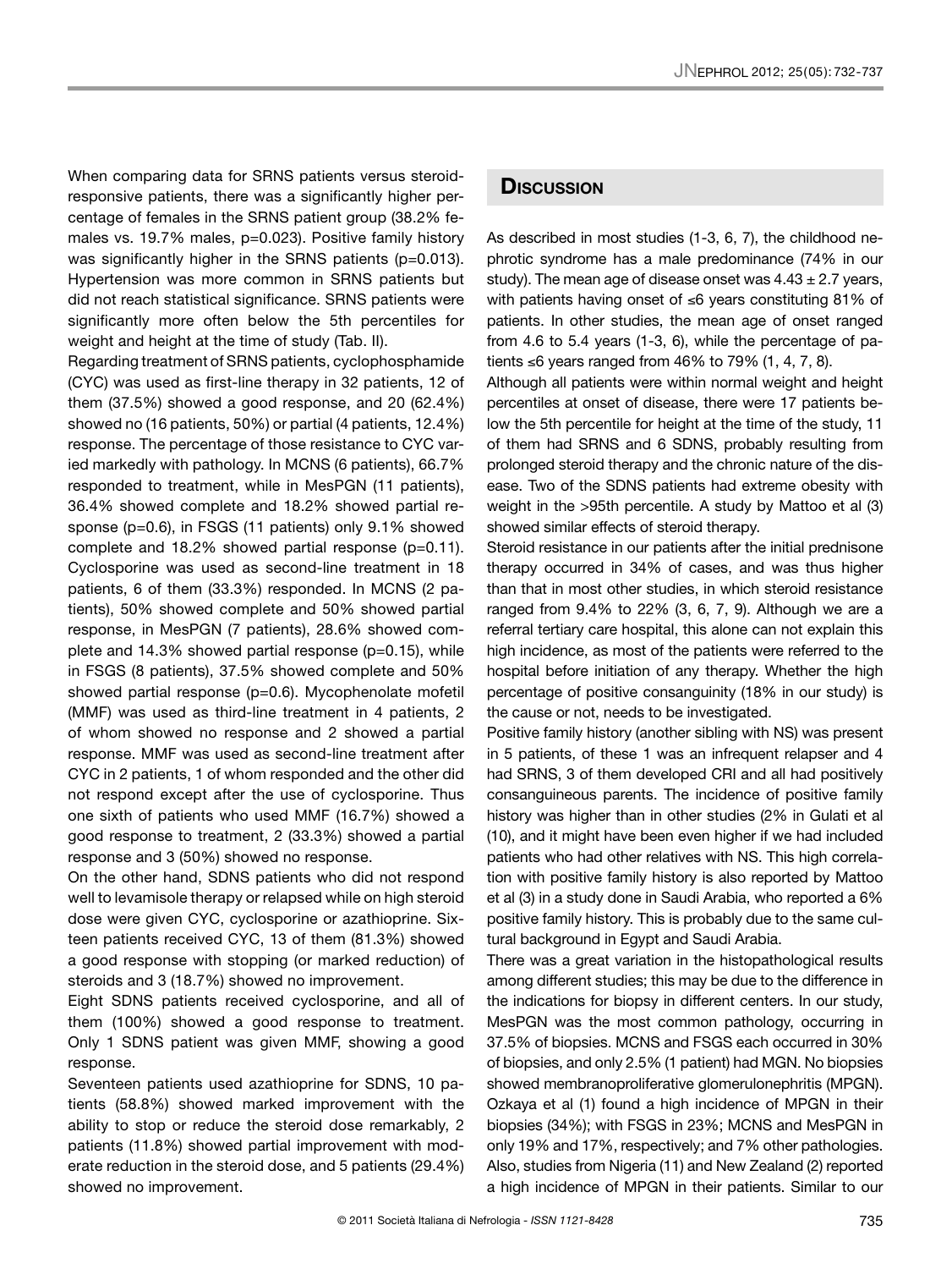When comparing data for SRNS patients versus steroid-responsive patients, there was a significantly higher percentage of females in the SRNS patient group (38.2% females vs. 19.7% males, p=0.023). Positive family history was significantly higher in the SRNS patients (p=0.013). Hypertension was more common in SRNS patients but did not reach statistical significance. SRNS patients were significantly more often below the 5th percentiles for weight and height at the time of study (Tab. II).

Regarding treatment of SRNS patients, cyclophosphamide (CYC) was used as first-line therapy in 32 patients, 12 of them (37.5%) showed a good response, and 20 (62.4%) showed no (16 patients, 50%) or partial (4 patients, 12.4%) response. The percentage of those resistance to CYC varied markedly with pathology. In MCNS (6 patients), 66.7% responded to treatment, while in MesPGN (11 patients), 36.4% showed complete and 18.2% showed partial response (p=0.6), in FSGS (11 patients) only 9.1% showed complete and 18.2% showed partial response (p=0.11). Cyclosporine was used as second-line treatment in 18 patients, 6 of them (33.3%) responded. In MCNS (2 patients), 50% showed complete and 50% showed partial response, in MesPGN (7 patients), 28.6% showed complete and 14.3% showed partial response (p=0.15), while in FSGS (8 patients), 37.5% showed complete and 50% showed partial response (p=0.6). Mycophenolate mofetil (MMF) was used as third-line treatment in 4 patients, 2 of whom showed no response and 2 showed a partial response. MMF was used as second-line treatment after CYC in 2 patients, 1 of whom responded and the other did not respond except after the use of cyclosporine. Thus one sixth of patients who used MMF (16.7%) showed a good response to treatment, 2 (33.3%) showed a partial response and 3 (50%) showed no response.

On the other hand, SDNS patients who did not respond well to levamisole therapy or relapsed while on high steroid dose were given CYC, cyclosporine or azathioprine. Sixteen patients received CYC, 13 of them (81.3%) showed a good response with stopping (or marked reduction) of steroids and 3 (18.7%) showed no improvement.

Eight SDNS patients received cyclosporine, and all of them (100%) showed a good response to treatment. Only 1 SDNS patient was given MMF, showing a good response.

Seventeen patients used azathioprine for SDNS, 10 patients (58.8%) showed marked improvement with the ability to stop or reduce the steroid dose remarkably, 2 patients (11.8%) showed partial improvement with moderate reduction in the steroid dose, and 5 patients (29.4%) showed no improvement.

## Discussion

As described in most studies (1-3, 6, 7), the childhood nephrotic syndrome has a male predominance (74% in our study). The mean age of disease onset was 4.43 ± 2.7 years, with patients having onset of ≤6 years constituting 81% of patients. In other studies, the mean age of onset ranged from 4.6 to 5.4 years (1-3, 6), while the percentage of patients ≤6 years ranged from 46% to 79% (1, 4, 7, 8).

Although all patients were within normal weight and height percentiles at onset of disease, there were 17 patients below the 5th percentile for height at the time of the study, 11 of them had SRNS and 6 SDNS, probably resulting from prolonged steroid therapy and the chronic nature of the disease. Two of the SDNS patients had extreme obesity with weight in the >95th percentile. A study by Mattoo et al (3) showed similar effects of steroid therapy.

Steroid resistance in our patients after the initial prednisone therapy occurred in 34% of cases, and was thus higher than that in most other studies, in which steroid resistance ranged from 9.4% to 22% (3, 6, 7, 9). Although we are a referral tertiary care hospital, this alone can not explain this high incidence, as most of the patients were referred to the hospital before initiation of any therapy. Whether the high percentage of positive consanguinity (18% in our study) is the cause or not, needs to be investigated.

Positive family history (another sibling with NS) was present in 5 patients, of these 1 was an infrequent relapser and 4 had SRNS, 3 of them developed CRI and all had positively consanguineous parents. The incidence of positive family history was higher than in other studies (2% in Gulati et al (10), and it might have been even higher if we had included patients who had other relatives with NS. This high correlation with positive family history is also reported by Mattoo et al (3) in a study done in Saudi Arabia, who reported a 6% positive family history. This is probably due to the same cultural background in Egypt and Saudi Arabia.

There was a great variation in the histopathological results among different studies; this may be due to the difference in the indications for biopsy in different centers. In our study, MesPGN was the most common pathology, occurring in 37.5% of biopsies. MCNS and FSGS each occurred in 30% of biopsies, and only 2.5% (1 patient) had MGN. No biopsies showed membranoproliferative glomerulonephritis (MPGN). Ozkaya et al (1) found a high incidence of MPGN in their biopsies (34%); with FSGS in 23%; MCNS and MesPGN in only 19% and 17%, respectively; and 7% other pathologies. Also, studies from Nigeria (11) and New Zealand (2) reported a high incidence of MPGN in their patients. Similar to our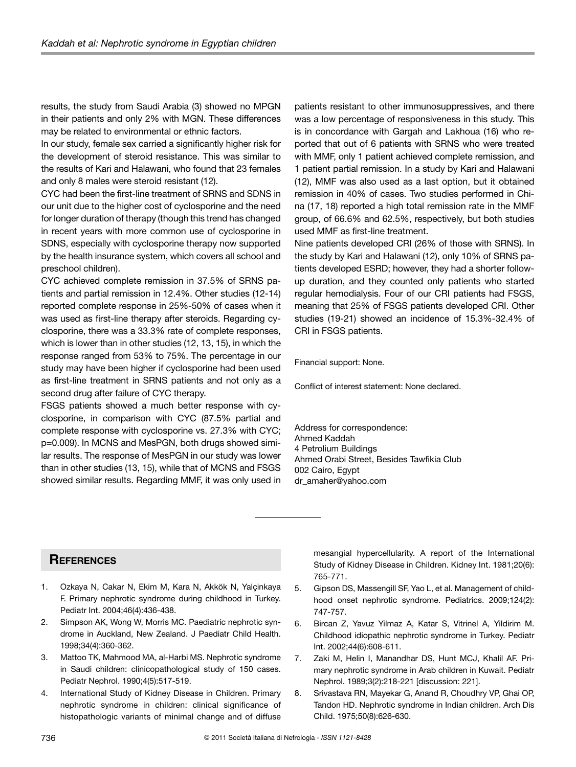results, the study from Saudi Arabia (3) showed no MPGN in their patients and only 2% with MGN. These differences may be related to environmental or ethnic factors.

In our study, female sex carried a significantly higher risk for the development of steroid resistance. This was similar to the results of Kari and Halawani, who found that 23 females and only 8 males were steroid resistant (12).

CYC had been the first-line treatment of SRNS and SDNS in our unit due to the higher cost of cyclosporine and the need for longer duration of therapy (though this trend has changed in recent years with more common use of cyclosporine in SDNS, especially with cyclosporine therapy now supported by the health insurance system, which covers all school and preschool children).

CYC achieved complete remission in 37.5% of SRNS patients and partial remission in 12.4%. Other studies (12-14) reported complete response in 25%-50% of cases when it was used as first-line therapy after steroids. Regarding cyclosporine, there was a 33.3% rate of complete responses, which is lower than in other studies (12, 13, 15), in which the response ranged from 53% to 75%. The percentage in our study may have been higher if cyclosporine had been used as first-line treatment in SRNS patients and not only as a second drug after failure of CYC therapy.

FSGS patients showed a much better response with cyclosporine, in comparison with CYC (87.5% partial and complete response with cyclosporine vs. 27.3% with CYC; p=0.009). In MCNS and MesPGN, both drugs showed similar results. The response of MesPGN in our study was lower than in other studies (13, 15), while that of MCNS and FSGS showed similar results. Regarding MMF, it was only used in patients resistant to other immunosuppressives, and there was a low percentage of responsiveness in this study. This is in concordance with Gargah and Lakhoua (16) who reported that out of 6 patients with SRNS who were treated with MMF, only 1 patient achieved complete remission, and 1 patient partial remission. In a study by Kari and Halawani (12), MMF was also used as a last option, but it obtained remission in 40% of cases. Two studies performed in China (17, 18) reported a high total remission rate in the MMF group, of 66.6% and 62.5%, respectively, but both studies used MMF as first-line treatment.

Nine patients developed CRI (26% of those with SRNS). In the study by Kari and Halawani (12), only 10% of SRNS patients developed ESRD; however, they had a shorter follow-up duration, and they counted only patients who started regular hemodialysis. Four of our CRI patients had FSGS, meaning that 25% of FSGS patients developed CRI. Other studies (19-21) showed an incidence of 15.3%-32.4% of CRI in FSGS patients.

Financial support: None.

Conflict of interest statement: None declared.

Address for correspondence:
Ahmed Kaddah
4 Petrolium Buildings
Ahmed Orabi Street, Besides Tawfikia Club
002 Cairo, Egypt
dr_amaher@yahoo.com

## References

1. Ozkaya N, Cakar N, Ekim M, Kara N, Akkök N, Yalçinkaya F. Primary nephrotic syndrome during childhood in Turkey. Pediatr Int. 2004;46(4):436-438.
2. Simpson AK, Wong W, Morris MC. Paediatric nephrotic syndrome in Auckland, New Zealand. J Paediatr Child Health. 1998;34(4):360-362.
3. Mattoo TK, Mahmood MA, al-Harbi MS. Nephrotic syndrome in Saudi children: clinicopathological study of 150 cases. Pediatr Nephrol. 1990;4(5):517-519.
4. International Study of Kidney Disease in Children. Primary nephrotic syndrome in children: clinical significance of histopathologic variants of minimal change and of diffuse mesangial hypercellularity. A report of the International Study of Kidney Disease in Children. Kidney Int. 1981;20(6):765-771.
5. Gipson DS, Massengill SF, Yao L, et al. Management of childhood onset nephrotic syndrome. Pediatrics. 2009;124(2):747-757.
6. Bircan Z, Yavuz Yilmaz A, Katar S, Vitrinel A, Yildirim M. Childhood idiopathic nephrotic syndrome in Turkey. Pediatr Int. 2002;44(6):608-611.
7. Zaki M, Helin I, Manandhar DS, Hunt MCJ, Khalil AF. Primary nephrotic syndrome in Arab children in Kuwait. Pediatr Nephrol. 1989;3(2):218-221 [discussion: 221].
8. Srivastava RN, Mayekar G, Anand R, Choudhry VP, Ghai OP, Tandon HD. Nephrotic syndrome in Indian children. Arch Dis Child. 1975;50(8):626-630.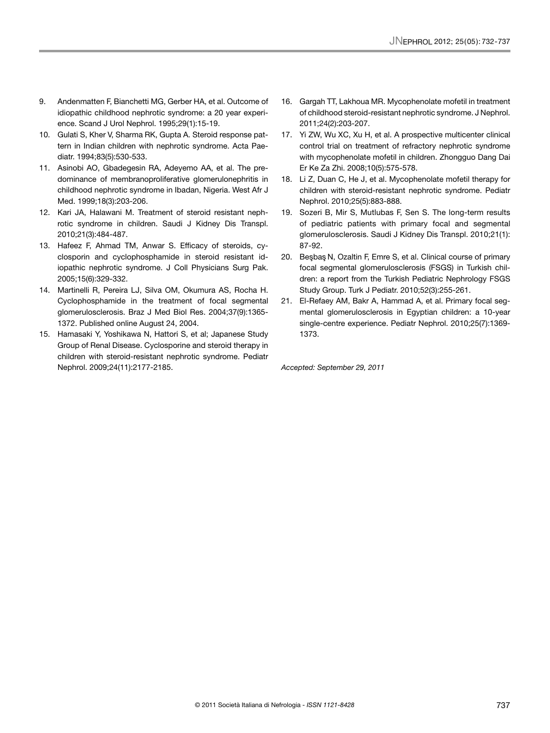9. Andenmatten F, Bianchetti MG, Gerber HA, et al. Outcome of idiopathic childhood nephrotic syndrome: a 20 year experience. Scand J Urol Nephrol. 1995;29(1):15-19.
10. Gulati S, Kher V, Sharma RK, Gupta A. Steroid response pattern in Indian children with nephrotic syndrome. Acta Paediatr. 1994;83(5):530-533.
11. Asinobi AO, Gbadegesin RA, Adeyemo AA, et al. The predominance of membranoproliferative glomerulonephritis in childhood nephrotic syndrome in Ibadan, Nigeria. West Afr J Med. 1999;18(3):203-206.
12. Kari JA, Halawani M. Treatment of steroid resistant nephrotic syndrome in children. Saudi J Kidney Dis Transpl. 2010;21(3):484-487.
13. Hafeez F, Ahmad TM, Anwar S. Efficacy of steroids, cyclosporin and cyclophosphamide in steroid resistant idiopathic nephrotic syndrome. J Coll Physicians Surg Pak. 2005;15(6):329-332.
14. Martinelli R, Pereira LJ, Silva OM, Okumura AS, Rocha H. Cyclophosphamide in the treatment of focal segmental glomerulosclerosis. Braz J Med Biol Res. 2004;37(9):1365-1372. Published online August 24, 2004.
15. Hamasaki Y, Yoshikawa N, Hattori S, et al; Japanese Study Group of Renal Disease. Cyclosporine and steroid therapy in children with steroid-resistant nephrotic syndrome. Pediatr Nephrol. 2009;24(11):2177-2185.
16. Gargah TT, Lakhoua MR. Mycophenolate mofetil in treatment of childhood steroid-resistant nephrotic syndrome. J Nephrol. 2011;24(2):203-207.
17. Yi ZW, Wu XC, Xu H, et al. A prospective multicenter clinical control trial on treatment of refractory nephrotic syndrome with mycophenolate mofetil in children. Zhongguo Dang Dai Er Ke Za Zhi. 2008;10(5):575-578.
18. Li Z, Duan C, He J, et al. Mycophenolate mofetil therapy for children with steroid-resistant nephrotic syndrome. Pediatr Nephrol. 2010;25(5):883-888.
19. Sozeri B, Mir S, Mutlubas F, Sen S. The long-term results of pediatric patients with primary focal and segmental glomerulosclerosis. Saudi J Kidney Dis Transpl. 2010;21(1):87-92.
20. Beşbaş N, Ozaltin F, Emre S, et al. Clinical course of primary focal segmental glomerulosclerosis (FSGS) in Turkish children: a report from the Turkish Pediatric Nephrology FSGS Study Group. Turk J Pediatr. 2010;52(3):255-261.
21. El-Refaey AM, Bakr A, Hammad A, et al. Primary focal segmental glomerulosclerosis in Egyptian children: a 10-year single-centre experience. Pediatr Nephrol. 2010;25(7):1369-1373.

*Accepted: September 29, 2011*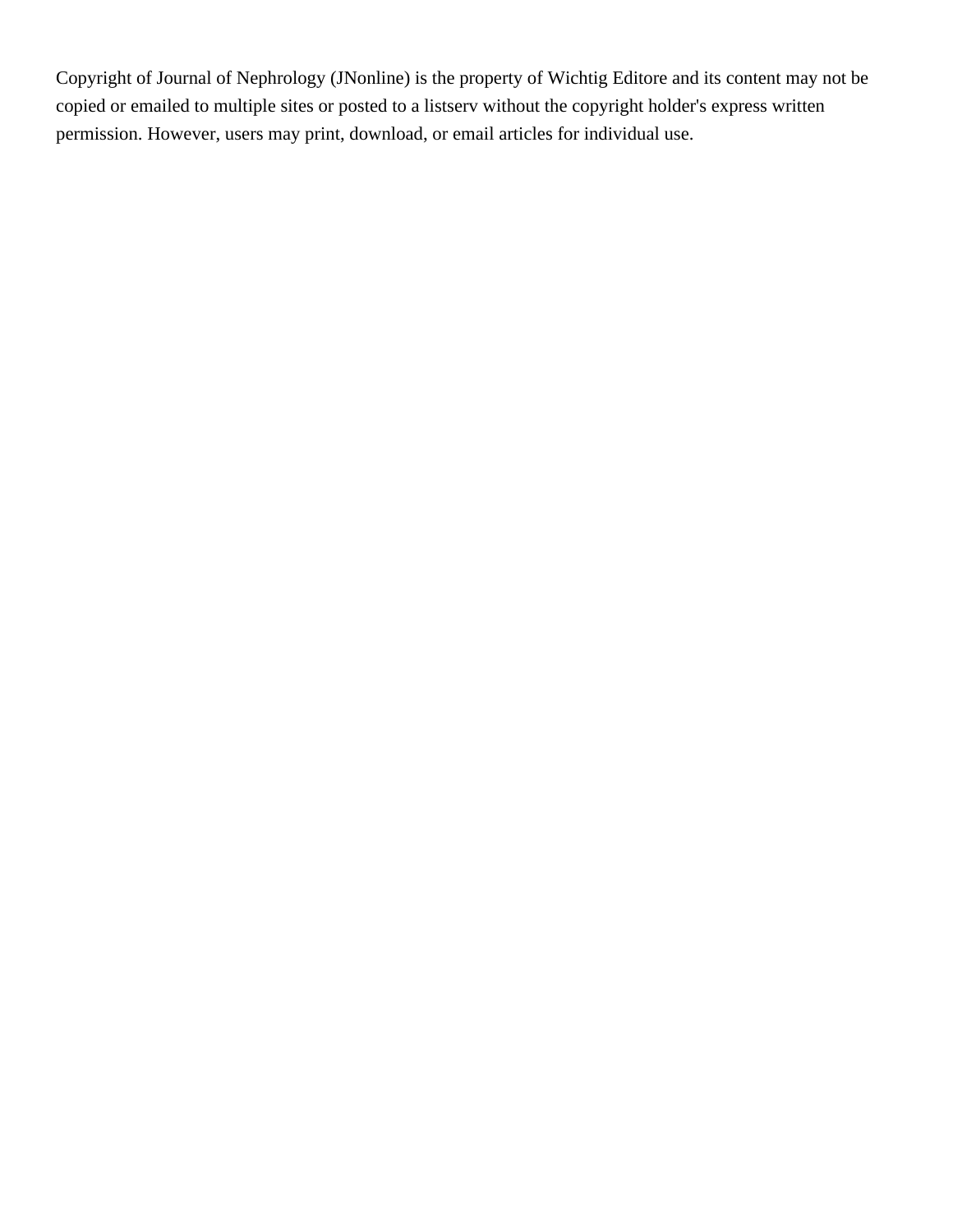Copyright of Journal of Nephrology (JNonline) is the property of Wichtig Editore and its content may not be copied or emailed to multiple sites or posted to a listserv without the copyright holder's express written permission. However, users may print, download, or email articles for individual use.